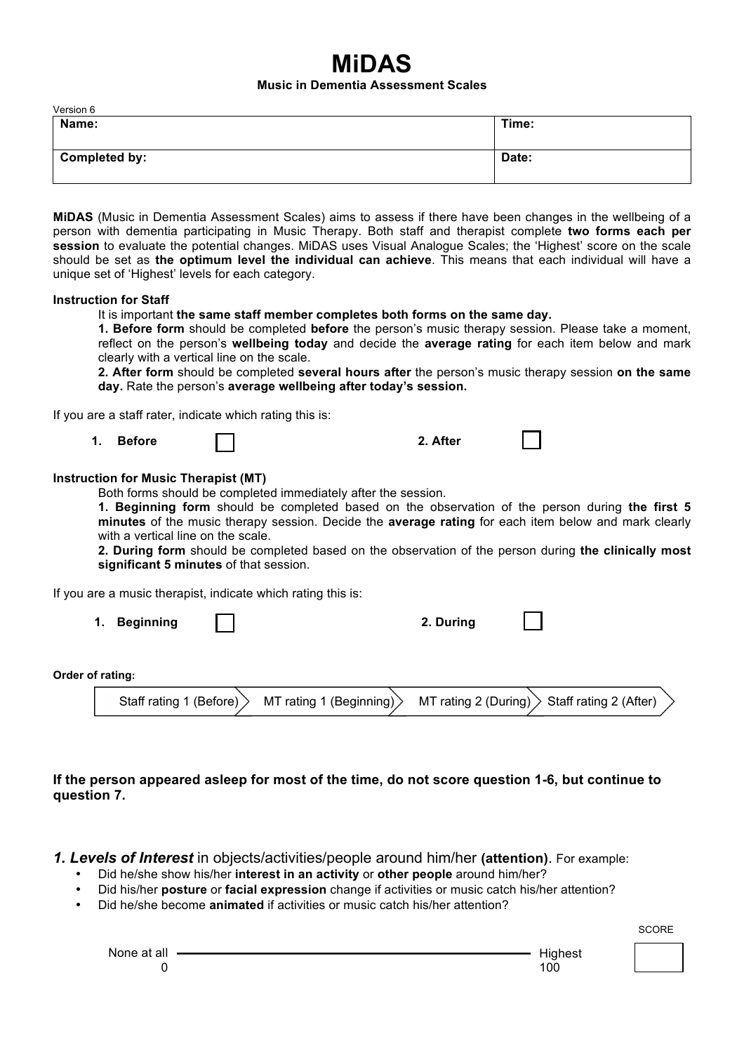# MiDAS

**Music in Dementia Assessment Scales**

Version 6

| **Name:** | **Time:** |
|---|---|
| **Completed by:** | **Date:** |

**MiDAS** (Music in Dementia Assessment Scales) aims to assess if there have been changes in the wellbeing of a person with dementia participating in Music Therapy. Both staff and therapist complete **two forms each per session** to evaluate the potential changes. MiDAS uses Visual Analogue Scales; the 'Highest' score on the scale should be set as **the optimum level the individual can achieve**. This means that each individual will have a unique set of 'Highest' levels for each category.

**Instruction for Staff**

It is important **the same staff member completes both forms on the same day.**

**1. Before form** should be completed **before** the person's music therapy session. Please take a moment, reflect on the person's **wellbeing today** and decide the **average rating** for each item below and mark clearly with a vertical line on the scale.

**2. After form** should be completed **several hours after** the person's music therapy session **on the same day.** Rate the person's **average wellbeing after today's session.**

If you are a staff rater, indicate which rating this is:

**1. Before** ☐ **2. After** ☐

**Instruction for Music Therapist (MT)**

Both forms should be completed immediately after the session.

**1. Beginning form** should be completed based on the observation of the person during **the first 5 minutes** of the music therapy session. Decide the **average rating** for each item below and mark clearly with a vertical line on the scale.

**2. During form** should be completed based on the observation of the person during **the clinically most significant 5 minutes** of that session.

If you are a music therapist, indicate which rating this is:

**1. Beginning** ☐ **2. During** ☐

**Order of rating:**

Staff rating 1 (Before) > MT rating 1 (Beginning) > MT rating 2 (During) > Staff rating 2 (After)

**If the person appeared asleep for most of the time, do not score question 1-6, but continue to question 7.**

***1. Levels of Interest*** in objects/activities/people around him/her **(attention)**. For example:

- Did he/she show his/her **interest in an activity** or **other people** around him/her?
- Did his/her **posture** or **facial expression** change if activities or music catch his/her attention?
- Did he/she become **animated** if activities or music catch his/her attention?

None at all 0 ———————————————— Highest 100

SCORE ☐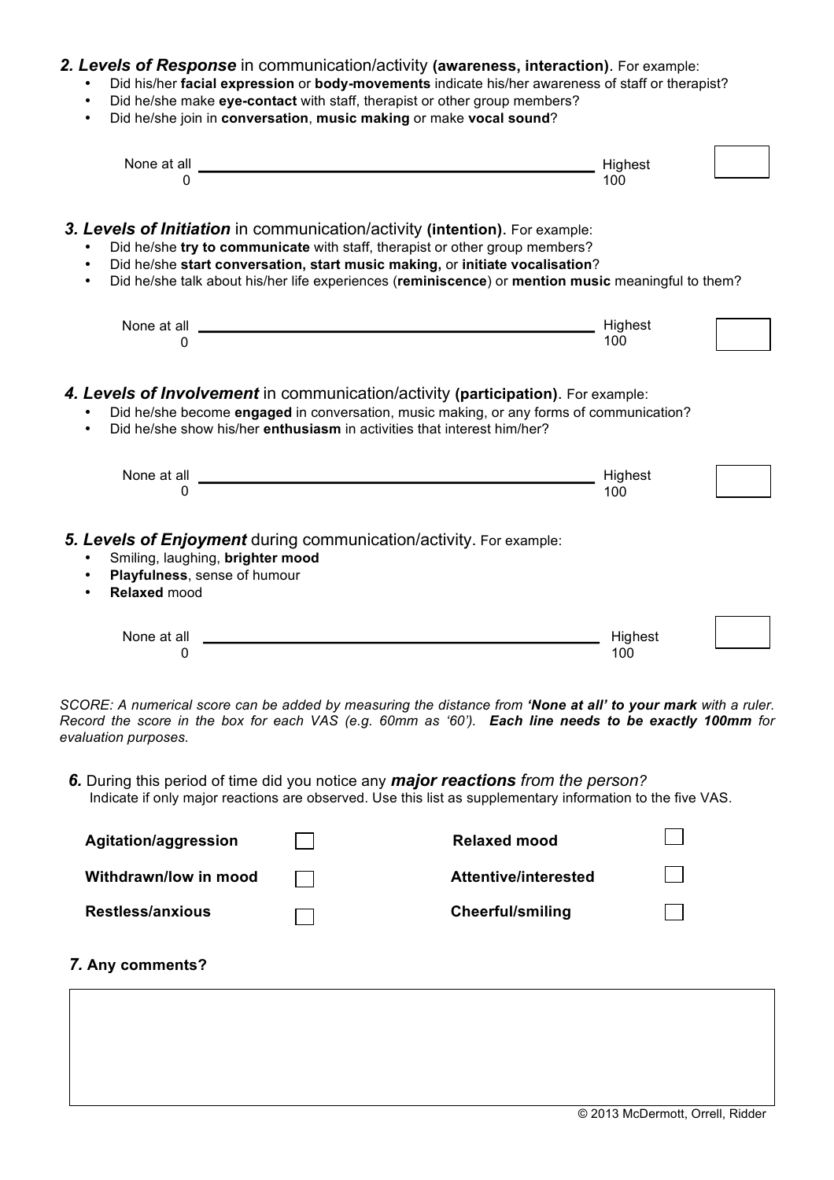***2. Levels of Response*** in communication/activity **(awareness, interaction)**. For example:

- Did his/her **facial expression** or **body-movements** indicate his/her awareness of staff or therapist?
- Did he/she make **eye-contact** with staff, therapist or other group members?
- Did he/she join in **conversation**, **music making** or make **vocal sound**?

None at all 0 ________________________________ Highest 100 [ ]

***3. Levels of Initiation*** in communication/activity **(intention)**. For example:

- Did he/she **try to communicate** with staff, therapist or other group members?
- Did he/she **start conversation, start music making,** or **initiate vocalisation**?
- Did he/she talk about his/her life experiences (**reminiscence**) or **mention music** meaningful to them?

None at all 0 ________________________________ Highest 100 [ ]

***4. Levels of Involvement*** in communication/activity **(participation)**. For example:

- Did he/she become **engaged** in conversation, music making, or any forms of communication?
- Did he/she show his/her **enthusiasm** in activities that interest him/her?

None at all 0 ________________________________ Highest 100 [ ]

***5. Levels of Enjoyment*** during communication/activity. For example:

- Smiling, laughing, **brighter mood**
- **Playfulness**, sense of humour
- **Relaxed** mood

None at all 0 ________________________________ Highest 100 [ ]

*SCORE: A numerical score can be added by measuring the distance from **'None at all' to your mark** with a ruler. Record the score in the box for each VAS (e.g. 60mm as '60'). **Each line needs to be exactly 100mm** for evaluation purposes.*

***6.*** During this period of time did you notice any ***major reactions*** *from the person?*
Indicate if only major reactions are observed. Use this list as supplementary information to the five VAS.

| | | | |
|---|---|---|---|
| **Agitation/aggression** | ☐ | **Relaxed mood** | ☐ |
| **Withdrawn/low in mood** | ☐ | **Attentive/interested** | ☐ |
| **Restless/anxious** | ☐ | **Cheerful/smiling** | ☐ |

***7.*** **Any comments?**

© 2013 McDermott, Orrell, Ridder